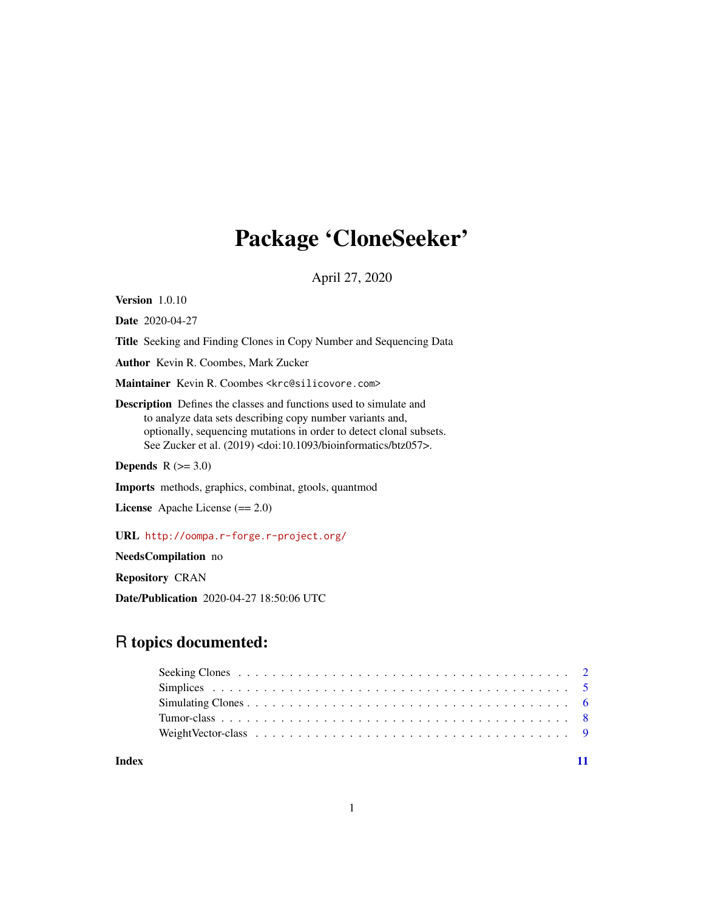# Package 'CloneSeeker'

April 27, 2020

**Version** 1.0.10

**Date** 2020-04-27

**Title** Seeking and Finding Clones in Copy Number and Sequencing Data

**Author** Kevin R. Coombes, Mark Zucker

**Maintainer** Kevin R. Coombes <krc@silicovore.com>

**Description** Defines the classes and functions used to simulate and to analyze data sets describing copy number variants and, optionally, sequencing mutations in order to detect clonal subsets. See Zucker et al. (2019) <doi:10.1093/bioinformatics/btz057>.

**Depends** R (>= 3.0)

**Imports** methods, graphics, combinat, gtools, quantmod

**License** Apache License (== 2.0)

**URL** http://oompa.r-forge.r-project.org/

**NeedsCompilation** no

**Repository** CRAN

**Date/Publication** 2020-04-27 18:50:06 UTC

## R topics documented:

- Seeking Clones . . . . . . . . . . . . . . . . . . . . . . . . . . . . . . . . . . . . . . 2
- Simplices . . . . . . . . . . . . . . . . . . . . . . . . . . . . . . . . . . . . . . . . . 5
- Simulating Clones . . . . . . . . . . . . . . . . . . . . . . . . . . . . . . . . . . . . 6
- Tumor-class . . . . . . . . . . . . . . . . . . . . . . . . . . . . . . . . . . . . . . . 8
- WeightVector-class . . . . . . . . . . . . . . . . . . . . . . . . . . . . . . . . . . . 9

**Index** 11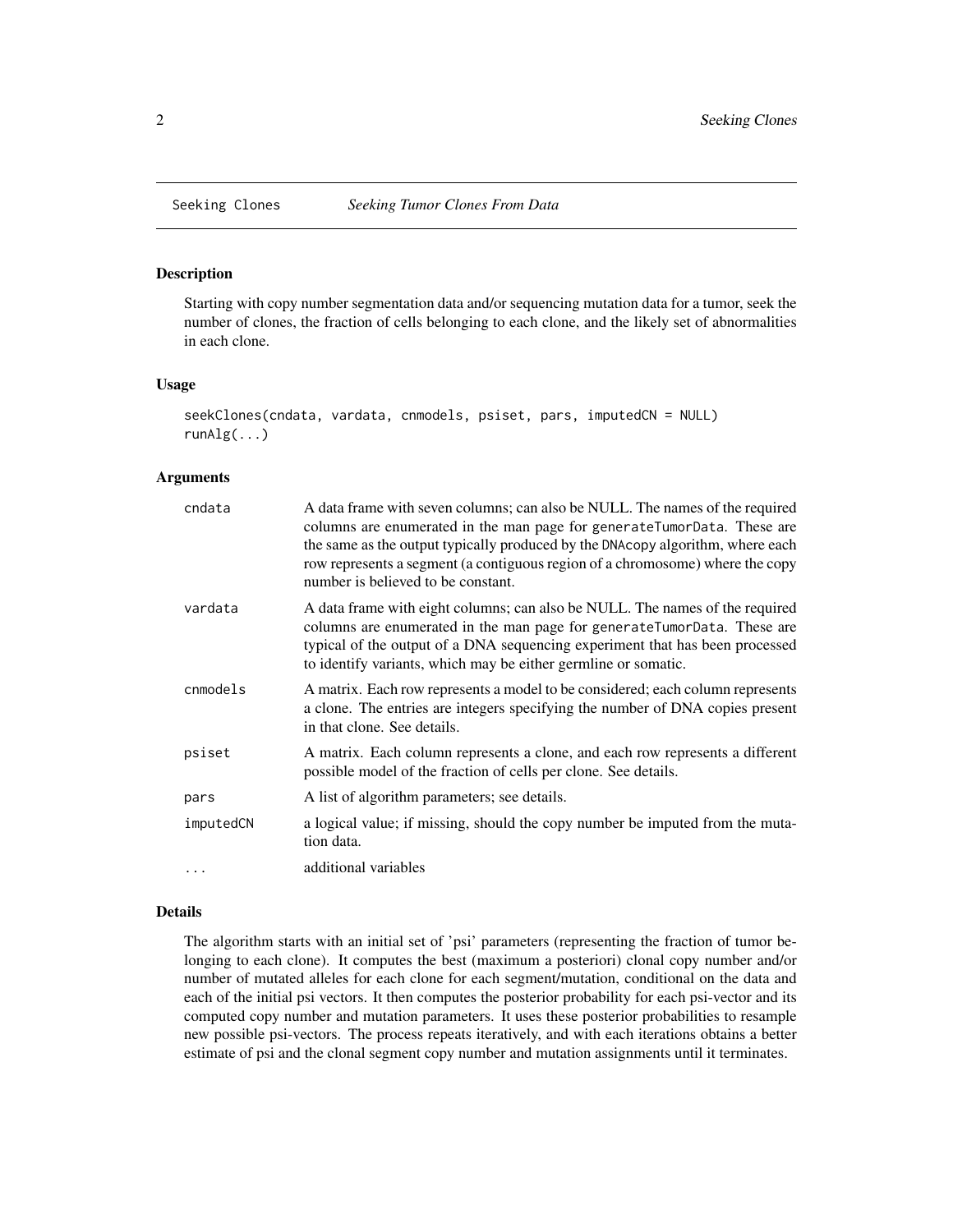Seeking Clones *Seeking Tumor Clones From Data*

### Description

Starting with copy number segmentation data and/or sequencing mutation data for a tumor, seek the number of clones, the fraction of cells belonging to each clone, and the likely set of abnormalities in each clone.

### Usage

```
seekClones(cndata, vardata, cnmodels, psiset, pars, imputedCN = NULL)
runAlg(...)
```

### Arguments

| | |
|---|---|
| cndata | A data frame with seven columns; can also be NULL. The names of the required columns are enumerated in the man page for generateTumorData. These are the same as the output typically produced by the DNAcopy algorithm, where each row represents a segment (a contiguous region of a chromosome) where the copy number is believed to be constant. |
| vardata | A data frame with eight columns; can also be NULL. The names of the required columns are enumerated in the man page for generateTumorData. These are typical of the output of a DNA sequencing experiment that has been processed to identify variants, which may be either germline or somatic. |
| cnmodels | A matrix. Each row represents a model to be considered; each column represents a clone. The entries are integers specifying the number of DNA copies present in that clone. See details. |
| psiset | A matrix. Each column represents a clone, and each row represents a different possible model of the fraction of cells per clone. See details. |
| pars | A list of algorithm parameters; see details. |
| imputedCN | a logical value; if missing, should the copy number be imputed from the mutation data. |
| ... | additional variables |

### Details

The algorithm starts with an initial set of 'psi' parameters (representing the fraction of tumor belonging to each clone). It computes the best (maximum a posteriori) clonal copy number and/or number of mutated alleles for each clone for each segment/mutation, conditional on the data and each of the initial psi vectors. It then computes the posterior probability for each psi-vector and its computed copy number and mutation parameters. It uses these posterior probabilities to resample new possible psi-vectors. The process repeats iteratively, and with each iterations obtains a better estimate of psi and the clonal segment copy number and mutation assignments until it terminates.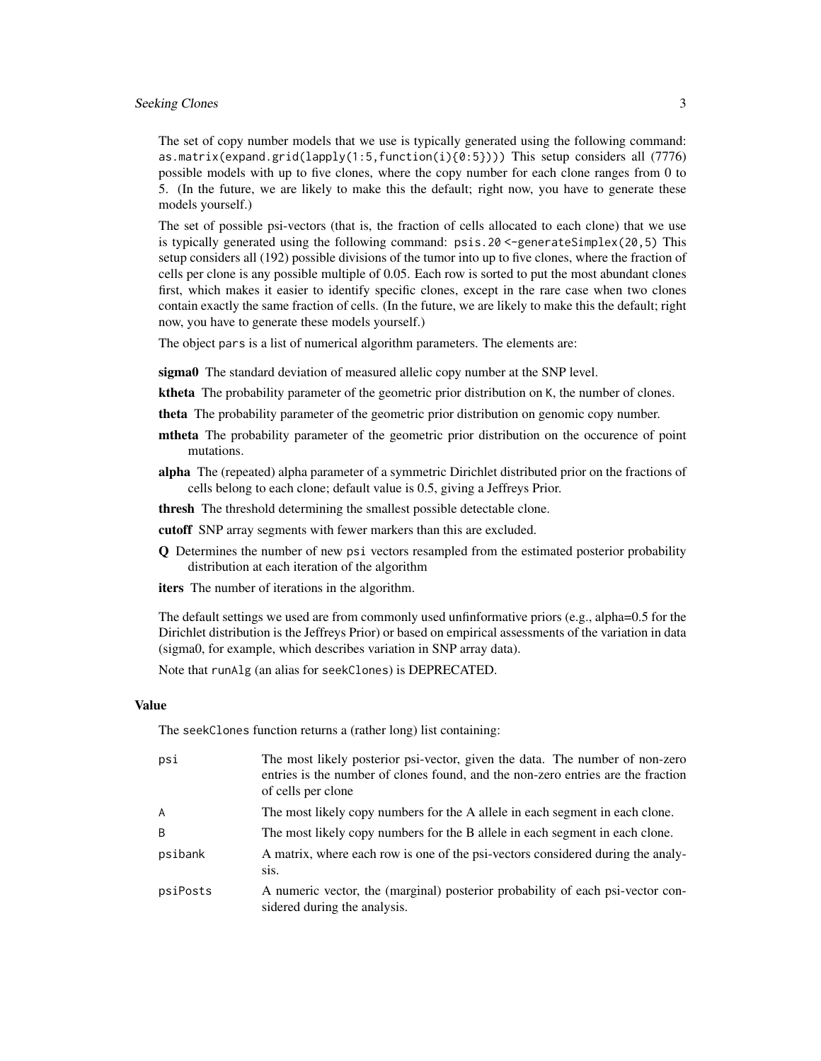The set of copy number models that we use is typically generated using the following command: `as.matrix(expand.grid(lapply(1:5,function(i){0:5})))` This setup considers all (7776) possible models with up to five clones, where the copy number for each clone ranges from 0 to 5. (In the future, we are likely to make this the default; right now, you have to generate these models yourself.)

The set of possible psi-vectors (that is, the fraction of cells allocated to each clone) that we use is typically generated using the following command: `psis.20 <-generateSimplex(20,5)` This setup considers all (192) possible divisions of the tumor into up to five clones, where the fraction of cells per clone is any possible multiple of 0.05. Each row is sorted to put the most abundant clones first, which makes it easier to identify specific clones, except in the rare case when two clones contain exactly the same fraction of cells. (In the future, we are likely to make this the default; right now, you have to generate these models yourself.)

The object `pars` is a list of numerical algorithm parameters. The elements are:

**sigma0** The standard deviation of measured allelic copy number at the SNP level.

**ktheta** The probability parameter of the geometric prior distribution on `K`, the number of clones.

**theta** The probability parameter of the geometric prior distribution on genomic copy number.

**mtheta** The probability parameter of the geometric prior distribution on the occurence of point mutations.

**alpha** The (repeated) alpha parameter of a symmetric Dirichlet distributed prior on the fractions of cells belong to each clone; default value is 0.5, giving a Jeffreys Prior.

**thresh** The threshold determining the smallest possible detectable clone.

**cutoff** SNP array segments with fewer markers than this are excluded.

**Q** Determines the number of new `psi` vectors resampled from the estimated posterior probability distribution at each iteration of the algorithm

**iters** The number of iterations in the algorithm.

The default settings we used are from commonly used unfinformative priors (e.g., alpha=0.5 for the Dirichlet distribution is the Jeffreys Prior) or based on empirical assessments of the variation in data (sigma0, for example, which describes variation in SNP array data).

Note that `runAlg` (an alias for `seekClones`) is DEPRECATED.

### Value

The `seekClones` function returns a (rather long) list containing:

| | |
|---|---|
| `psi` | The most likely posterior psi-vector, given the data. The number of non-zero entries is the number of clones found, and the non-zero entries are the fraction of cells per clone |
| `A` | The most likely copy numbers for the A allele in each segment in each clone. |
| `B` | The most likely copy numbers for the B allele in each segment in each clone. |
| `psibank` | A matrix, where each row is one of the psi-vectors considered during the analysis. |
| `psiPosts` | A numeric vector, the (marginal) posterior probability of each psi-vector considered during the analysis. |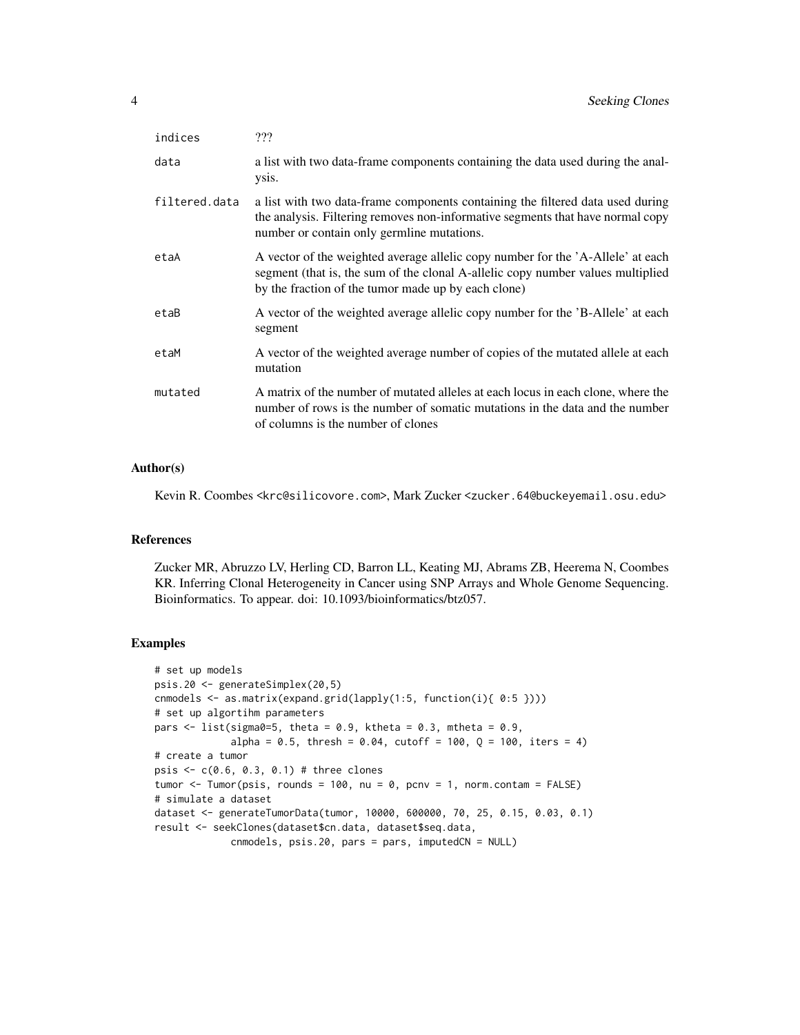| | |
|---|---|
| indices | ??? |
| data | a list with two data-frame components containing the data used during the analysis. |
| filtered.data | a list with two data-frame components containing the filtered data used during the analysis. Filtering removes non-informative segments that have normal copy number or contain only germline mutations. |
| etaA | A vector of the weighted average allelic copy number for the 'A-Allele' at each segment (that is, the sum of the clonal A-allelic copy number values multiplied by the fraction of the tumor made up by each clone) |
| etaB | A vector of the weighted average allelic copy number for the 'B-Allele' at each segment |
| etaM | A vector of the weighted average number of copies of the mutated allele at each mutation |
| mutated | A matrix of the number of mutated alleles at each locus in each clone, where the number of rows is the number of somatic mutations in the data and the number of columns is the number of clones |

## Author(s)

Kevin R. Coombes <krc@silicovore.com>, Mark Zucker <zucker.64@buckeyemail.osu.edu>

## References

Zucker MR, Abruzzo LV, Herling CD, Barron LL, Keating MJ, Abrams ZB, Heerema N, Coombes KR. Inferring Clonal Heterogeneity in Cancer using SNP Arrays and Whole Genome Sequencing. Bioinformatics. To appear. doi: 10.1093/bioinformatics/btz057.

## Examples

```
# set up models
psis.20 <- generateSimplex(20,5)
cnmodels <- as.matrix(expand.grid(lapply(1:5, function(i){ 0:5 })))
# set up algortihm parameters
pars <- list(sigma0=5, theta = 0.9, ktheta = 0.3, mtheta = 0.9,
             alpha = 0.5, thresh = 0.04, cutoff = 100, Q = 100, iters = 4)
# create a tumor
psis <- c(0.6, 0.3, 0.1) # three clones
tumor <- Tumor(psis, rounds = 100, nu = 0, pcnv = 1, norm.contam = FALSE)
# simulate a dataset
dataset <- generateTumorData(tumor, 10000, 600000, 70, 25, 0.15, 0.03, 0.1)
result <- seekClones(dataset$cn.data, dataset$seq.data,
             cnmodels, psis.20, pars = pars, imputedCN = NULL)
```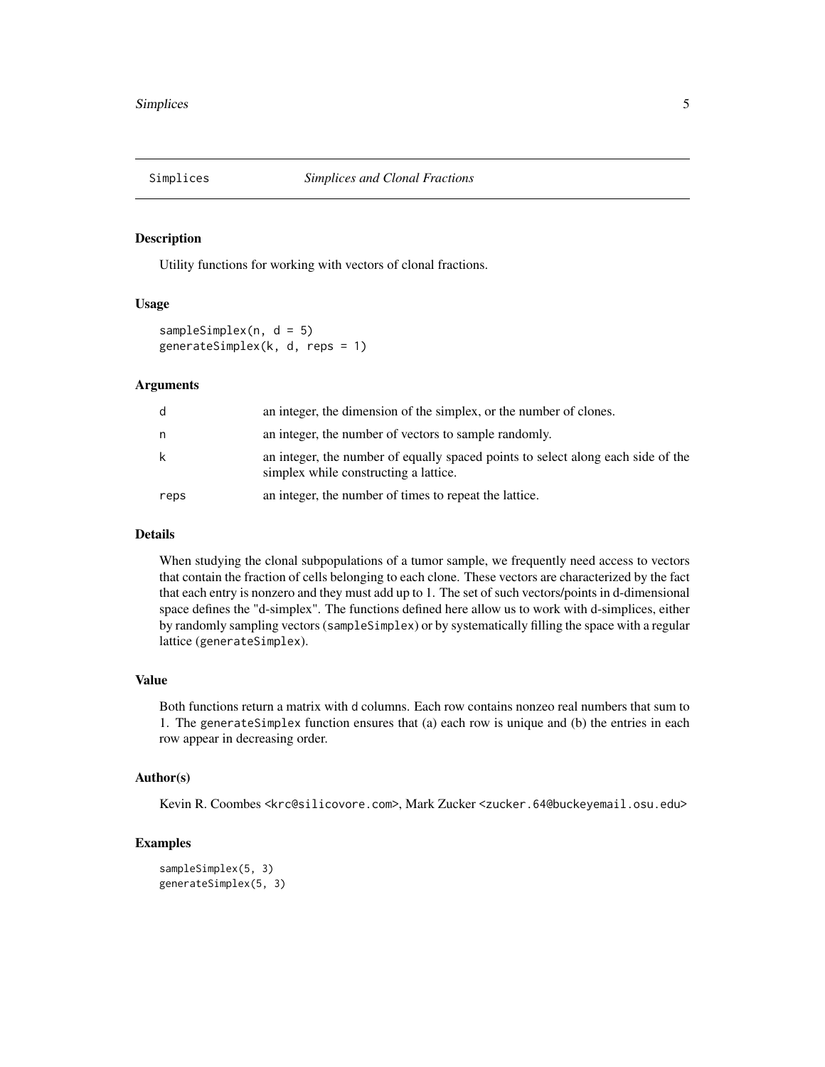# Simplices — *Simplices and Clonal Fractions*

## Description

Utility functions for working with vectors of clonal fractions.

## Usage

```
sampleSimplex(n, d = 5)
generateSimplex(k, d, reps = 1)
```

## Arguments

| | |
|---|---|
| d | an integer, the dimension of the simplex, or the number of clones. |
| n | an integer, the number of vectors to sample randomly. |
| k | an integer, the number of equally spaced points to select along each side of the simplex while constructing a lattice. |
| reps | an integer, the number of times to repeat the lattice. |

## Details

When studying the clonal subpopulations of a tumor sample, we frequently need access to vectors that contain the fraction of cells belonging to each clone. These vectors are characterized by the fact that each entry is nonzero and they must add up to 1. The set of such vectors/points in d-dimensional space defines the "d-simplex". The functions defined here allow us to work with d-simplices, either by randomly sampling vectors (`sampleSimplex`) or by systematically filling the space with a regular lattice (`generateSimplex`).

## Value

Both functions return a matrix with `d` columns. Each row contains nonzeo real numbers that sum to 1. The `generateSimplex` function ensures that (a) each row is unique and (b) the entries in each row appear in decreasing order.

## Author(s)

Kevin R. Coombes <krc@silicovore.com>, Mark Zucker <zucker.64@buckeyemail.osu.edu>

## Examples

```
sampleSimplex(5, 3)
generateSimplex(5, 3)
```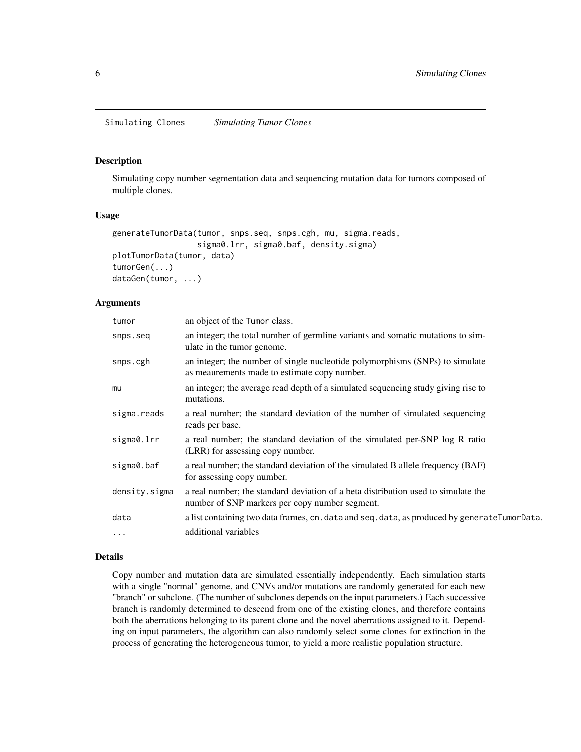Simulating Clones    *Simulating Tumor Clones*

## Description

Simulating copy number segmentation data and sequencing mutation data for tumors composed of multiple clones.

## Usage

```
generateTumorData(tumor, snps.seq, snps.cgh, mu, sigma.reads,
                  sigma0.lrr, sigma0.baf, density.sigma)
plotTumorData(tumor, data)
tumorGen(...)
dataGen(tumor, ...)
```

## Arguments

| | |
|---|---|
| tumor | an object of the Tumor class. |
| snps.seq | an integer; the total number of germline variants and somatic mutations to simulate in the tumor genome. |
| snps.cgh | an integer; the number of single nucleotide polymorphisms (SNPs) to simulate as meaurements made to estimate copy number. |
| mu | an integer; the average read depth of a simulated sequencing study giving rise to mutations. |
| sigma.reads | a real number; the standard deviation of the number of simulated sequencing reads per base. |
| sigma0.lrr | a real number; the standard deviation of the simulated per-SNP log R ratio (LRR) for assessing copy number. |
| sigma0.baf | a real number; the standard deviation of the simulated B allele frequency (BAF) for assessing copy number. |
| density.sigma | a real number; the standard deviation of a beta distribution used to simulate the number of SNP markers per copy number segment. |
| data | a list containing two data frames, cn.data and seq.data, as produced by generateTumorData. |
| ... | additional variables |

## Details

Copy number and mutation data are simulated essentially independently. Each simulation starts with a single "normal" genome, and CNVs and/or mutations are randomly generated for each new "branch" or subclone. (The number of subclones depends on the input parameters.) Each successive branch is randomly determined to descend from one of the existing clones, and therefore contains both the aberrations belonging to its parent clone and the novel aberrations assigned to it. Depending on input parameters, the algorithm can also randomly select some clones for extinction in the process of generating the heterogeneous tumor, to yield a more realistic population structure.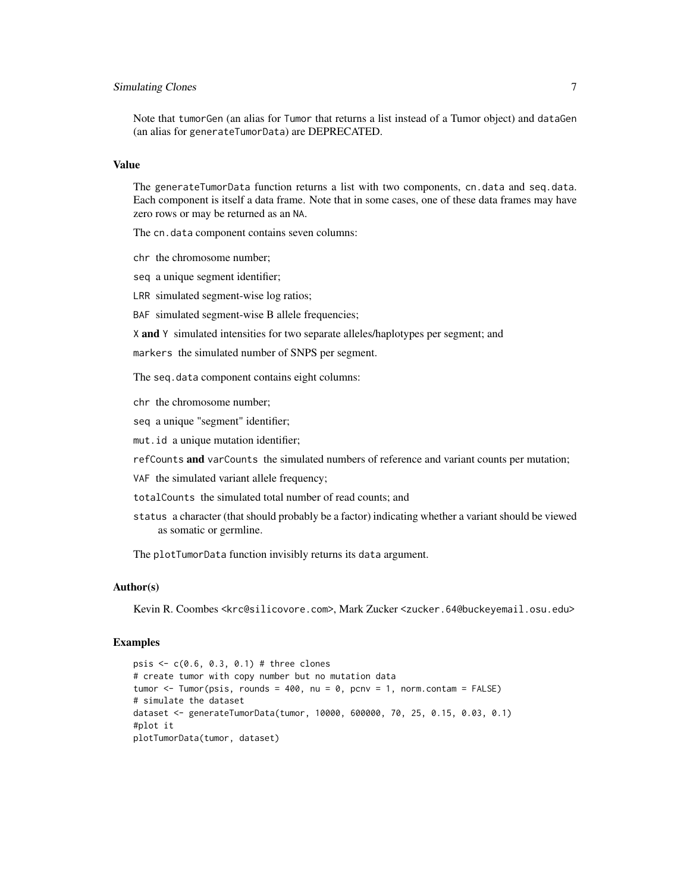Note that `tumorGen` (an alias for `Tumor` that returns a list instead of a Tumor object) and `dataGen` (an alias for `generateTumorData`) are DEPRECATED.

### Value

The `generateTumorData` function returns a list with two components, `cn.data` and `seq.data`. Each component is itself a data frame. Note that in some cases, one of these data frames may have zero rows or may be returned as an `NA`.

The `cn.data` component contains seven columns:

- `chr` the chromosome number;
- `seq` a unique segment identifier;
- `LRR` simulated segment-wise log ratios;
- `BAF` simulated segment-wise B allele frequencies;
- `X` **and** `Y` simulated intensities for two separate alleles/haplotypes per segment; and
- `markers` the simulated number of SNPS per segment.

The `seq.data` component contains eight columns:

- `chr` the chromosome number;
- `seq` a unique "segment" identifier;
- `mut.id` a unique mutation identifier;
- `refCounts` **and** `varCounts` the simulated numbers of reference and variant counts per mutation;
- `VAF` the simulated variant allele frequency;
- `totalCounts` the simulated total number of read counts; and
- `status` a character (that should probably be a factor) indicating whether a variant should be viewed as somatic or germline.

The `plotTumorData` function invisibly returns its `data` argument.

### Author(s)

Kevin R. Coombes <krc@silicovore.com>, Mark Zucker <zucker.64@buckeyemail.osu.edu>

### Examples

```
psis <- c(0.6, 0.3, 0.1) # three clones
# create tumor with copy number but no mutation data
tumor <- Tumor(psis, rounds = 400, nu = 0, pcnv = 1, norm.contam = FALSE)
# simulate the dataset
dataset <- generateTumorData(tumor, 10000, 600000, 70, 25, 0.15, 0.03, 0.1)
#plot it
plotTumorData(tumor, dataset)
```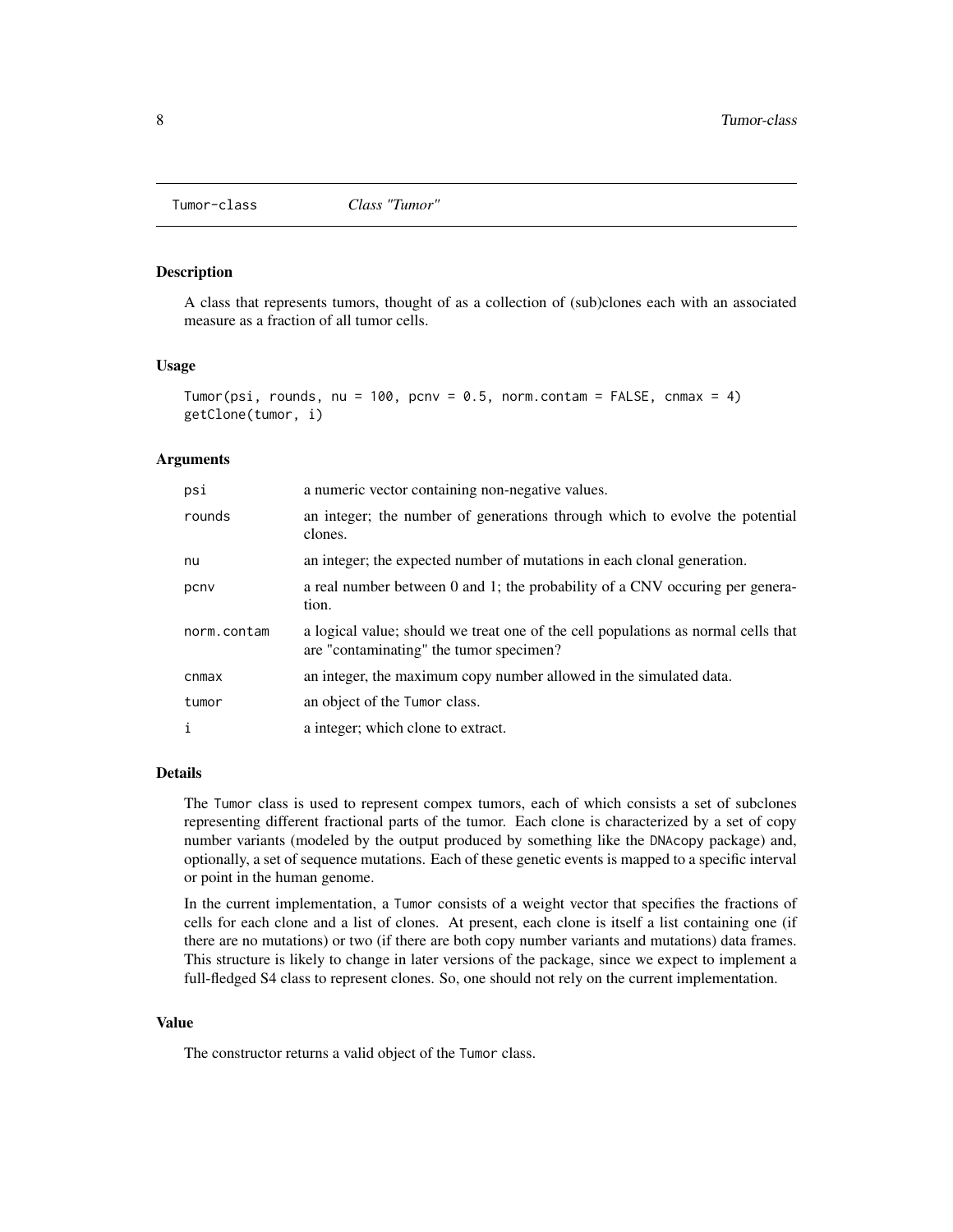Tumor-class *Class "Tumor"*

## Description

A class that represents tumors, thought of as a collection of (sub)clones each with an associated measure as a fraction of all tumor cells.

## Usage

```
Tumor(psi, rounds, nu = 100, pcnv = 0.5, norm.contam = FALSE, cnmax = 4)
getClone(tumor, i)
```

## Arguments

| | |
|---|---|
| psi | a numeric vector containing non-negative values. |
| rounds | an integer; the number of generations through which to evolve the potential clones. |
| nu | an integer; the expected number of mutations in each clonal generation. |
| pcnv | a real number between 0 and 1; the probability of a CNV occuring per generation. |
| norm.contam | a logical value; should we treat one of the cell populations as normal cells that are "contaminating" the tumor specimen? |
| cnmax | an integer, the maximum copy number allowed in the simulated data. |
| tumor | an object of the Tumor class. |
| i | a integer; which clone to extract. |

## Details

The Tumor class is used to represent compex tumors, each of which consists a set of subclones representing different fractional parts of the tumor. Each clone is characterized by a set of copy number variants (modeled by the output produced by something like the DNAcopy package) and, optionally, a set of sequence mutations. Each of these genetic events is mapped to a specific interval or point in the human genome.

In the current implementation, a Tumor consists of a weight vector that specifies the fractions of cells for each clone and a list of clones. At present, each clone is itself a list containing one (if there are no mutations) or two (if there are both copy number variants and mutations) data frames. This structure is likely to change in later versions of the package, since we expect to implement a full-fledged S4 class to represent clones. So, one should not rely on the current implementation.

## Value

The constructor returns a valid object of the Tumor class.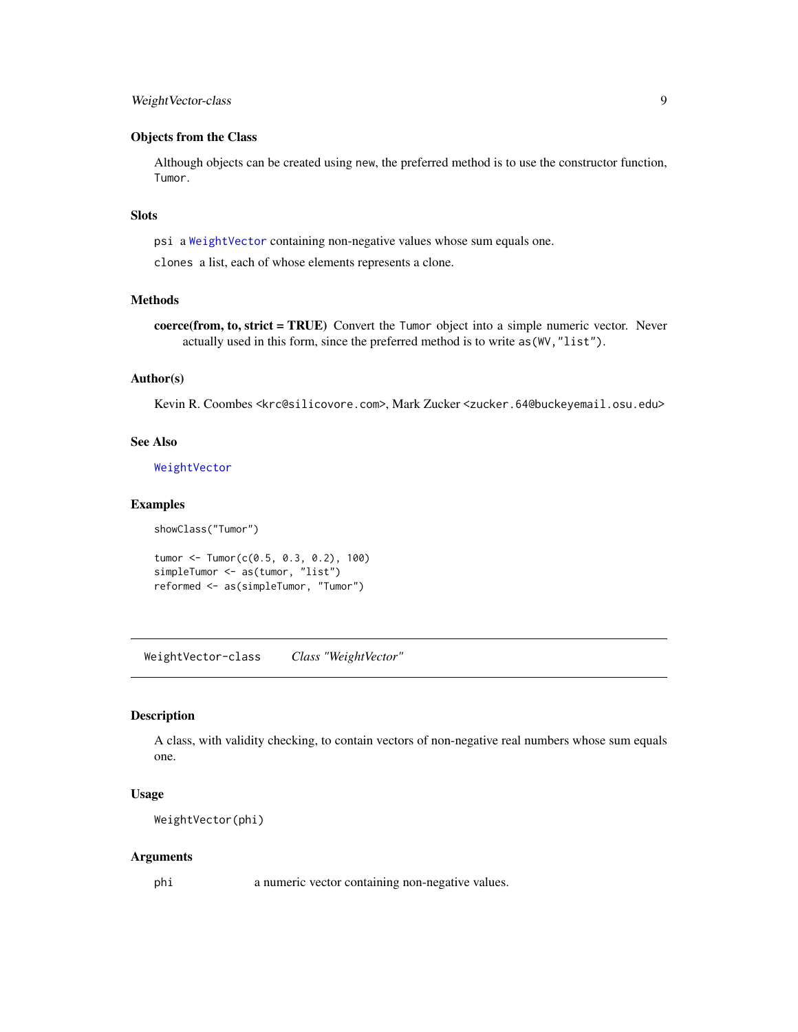### Objects from the Class

Although objects can be created using new, the preferred method is to use the constructor function, Tumor.

### Slots

psi a WeightVector containing non-negative values whose sum equals one.

clones a list, each of whose elements represents a clone.

### Methods

**coerce(from, to, strict = TRUE)** Convert the Tumor object into a simple numeric vector. Never actually used in this form, since the preferred method is to write as(WV,"list").

### Author(s)

Kevin R. Coombes <krc@silicovore.com>, Mark Zucker <zucker.64@buckeyemail.osu.edu>

### See Also

WeightVector

### Examples

```
showClass("Tumor")

tumor <- Tumor(c(0.5, 0.3, 0.2), 100)
simpleTumor <- as(tumor, "list")
reformed <- as(simpleTumor, "Tumor")
```

---

## WeightVector-class *Class "WeightVector"*

---

### Description

A class, with validity checking, to contain vectors of non-negative real numbers whose sum equals one.

### Usage

```
WeightVector(phi)
```

### Arguments

phi a numeric vector containing non-negative values.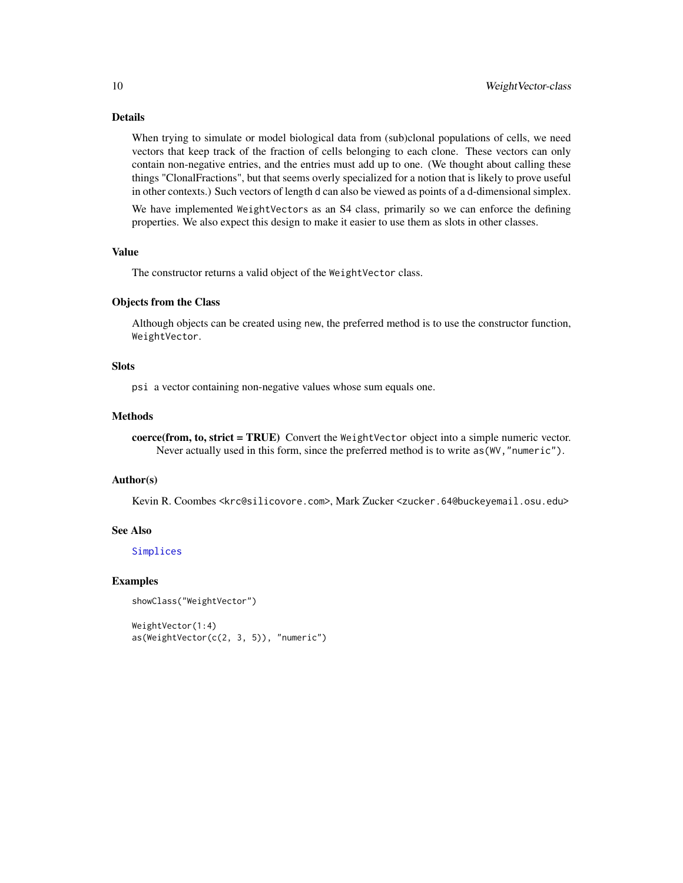## Details

When trying to simulate or model biological data from (sub)clonal populations of cells, we need vectors that keep track of the fraction of cells belonging to each clone. These vectors can only contain non-negative entries, and the entries must add up to one. (We thought about calling these things "ClonalFractions", but that seems overly specialized for a notion that is likely to prove useful in other contexts.) Such vectors of length d can also be viewed as points of a d-dimensional simplex.

We have implemented `WeightVectors` as an S4 class, primarily so we can enforce the defining properties. We also expect this design to make it easier to use them as slots in other classes.

## Value

The constructor returns a valid object of the `WeightVector` class.

## Objects from the Class

Although objects can be created using `new`, the preferred method is to use the constructor function, `WeightVector`.

## Slots

`psi` a vector containing non-negative values whose sum equals one.

## Methods

**coerce(from, to, strict = TRUE)** Convert the `WeightVector` object into a simple numeric vector. Never actually used in this form, since the preferred method is to write `as(WV,"numeric")`.

## Author(s)

Kevin R. Coombes <krc@silicovore.com>, Mark Zucker <zucker.64@buckeyemail.osu.edu>

## See Also

Simplices

## Examples

```
showClass("WeightVector")

WeightVector(1:4)
as(WeightVector(c(2, 3, 5)), "numeric")
```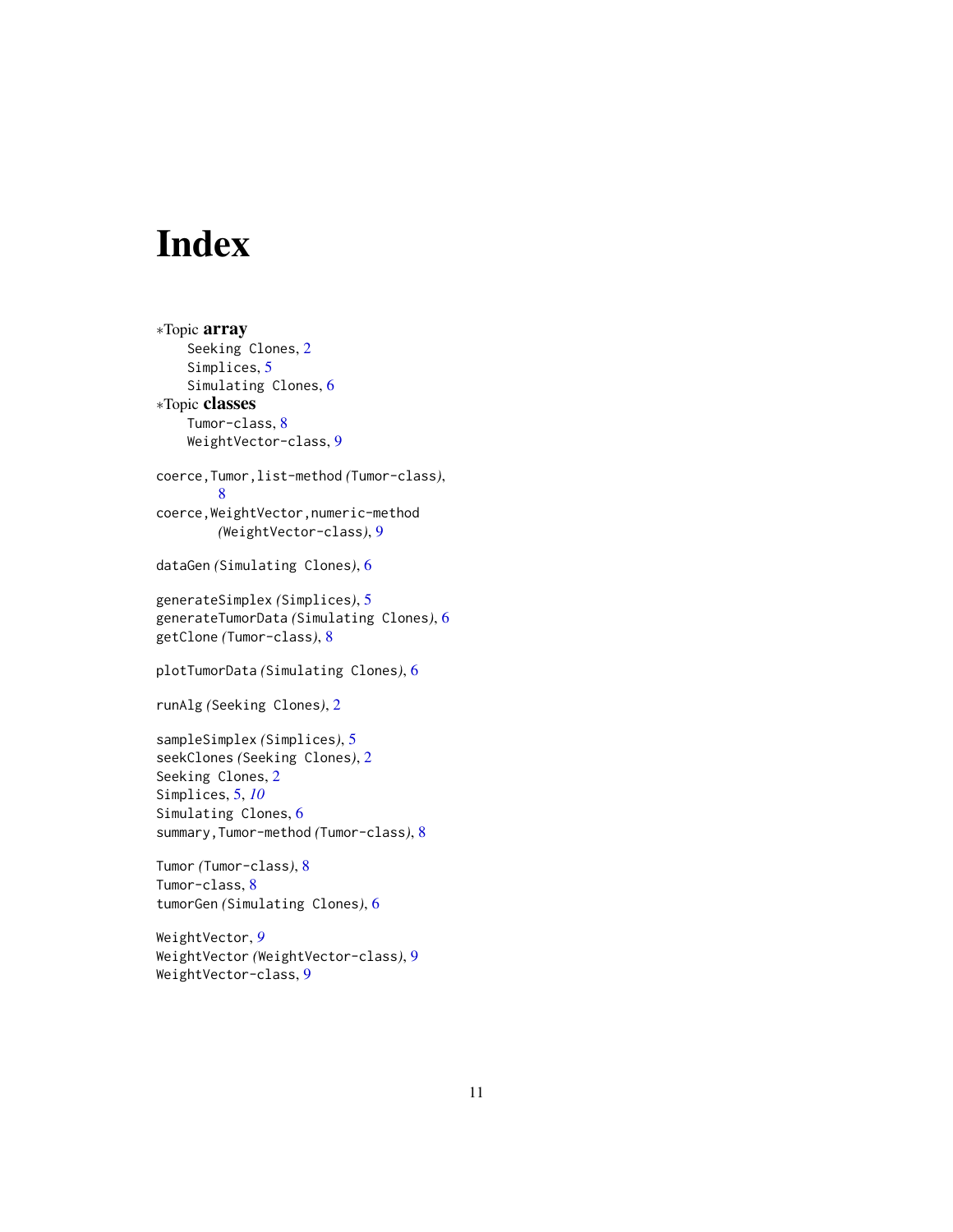# Index

*Topic **array**
    Seeking Clones, 2
    Simplices, 5
    Simulating Clones, 6
*Topic **classes**
    Tumor-class, 8
    WeightVector-class, 9

coerce,Tumor,list-method *(*Tumor-class*)*, 8
coerce,WeightVector,numeric-method *(*WeightVector-class*)*, 9

dataGen *(*Simulating Clones*)*, 6

generateSimplex *(*Simplices*)*, 5
generateTumorData *(*Simulating Clones*)*, 6
getClone *(*Tumor-class*)*, 8

plotTumorData *(*Simulating Clones*)*, 6

runAlg *(*Seeking Clones*)*, 2

sampleSimplex *(*Simplices*)*, 5
seekClones *(*Seeking Clones*)*, 2
Seeking Clones, 2
Simplices, 5, *10*
Simulating Clones, 6
summary,Tumor-method *(*Tumor-class*)*, 8

Tumor *(*Tumor-class*)*, 8
Tumor-class, 8
tumorGen *(*Simulating Clones*)*, 6

WeightVector, *9*
WeightVector *(*WeightVector-class*)*, 9
WeightVector-class, 9